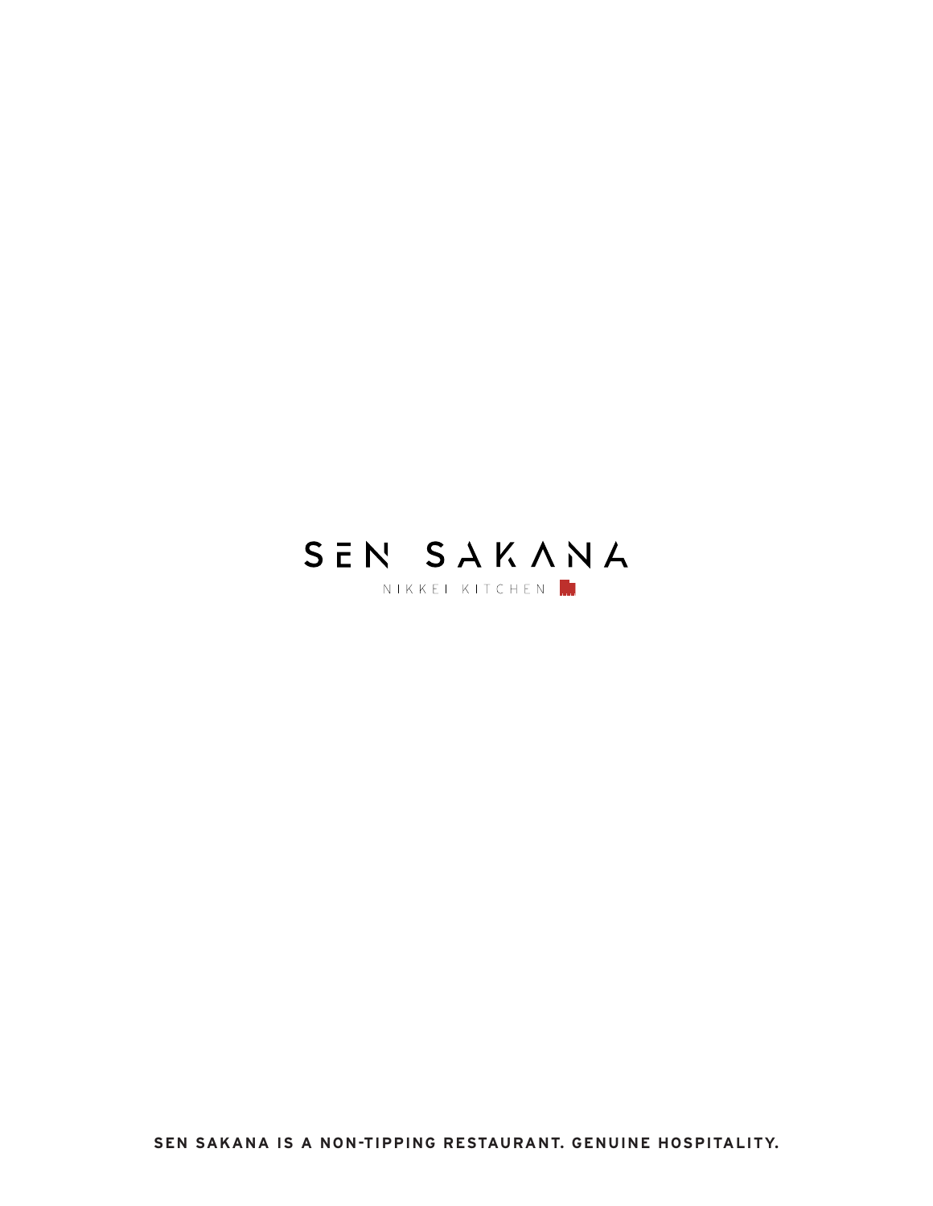# SEN SAKANA

NIKKEI KITCHEN

**SEN SAKANA IS A NON-TIPPING RESTAURANT. GENUINE HOSPITALITY.**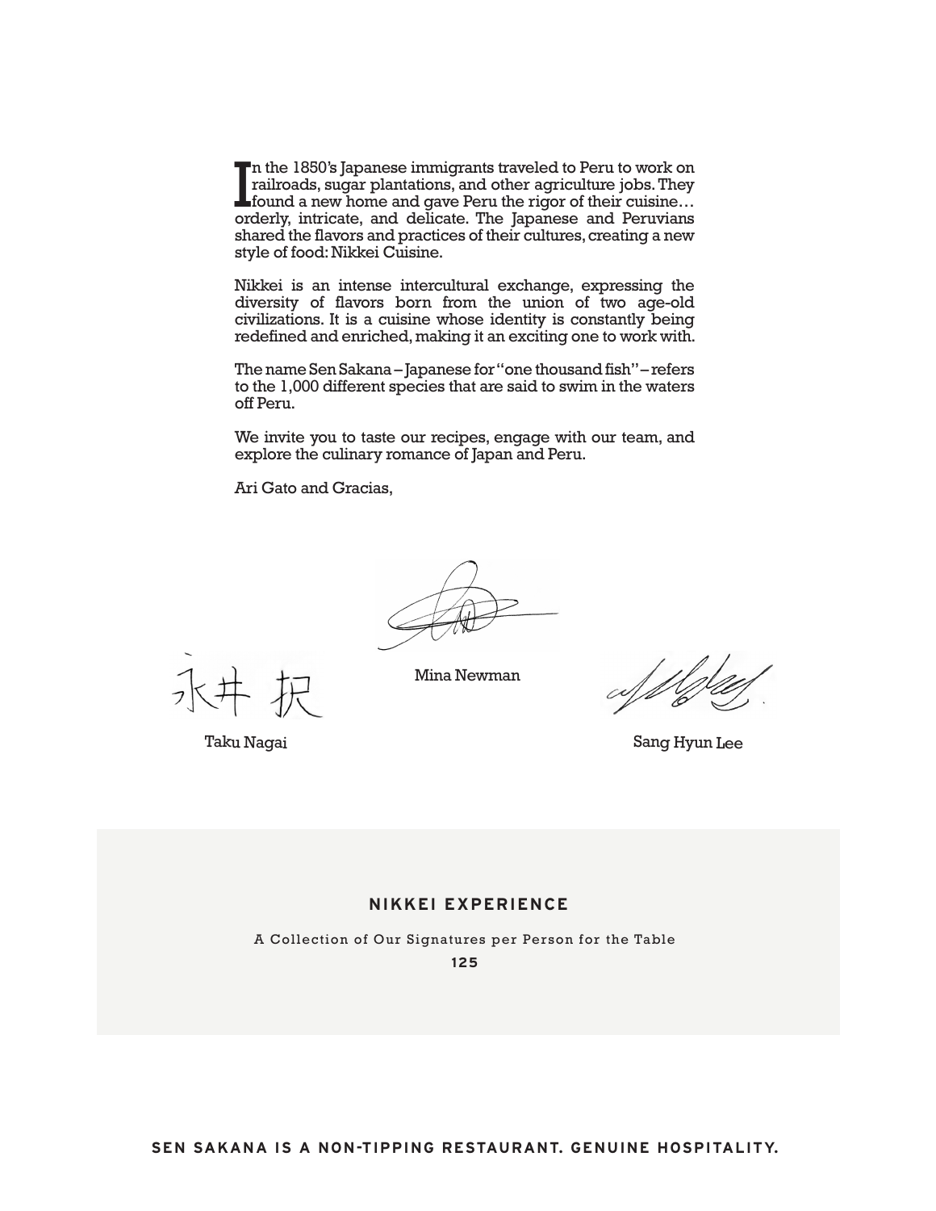In the 1850's Japanese immigrants traveled to Peru to work on railroads, sugar plantations, and other agriculture jobs. They found a new home and gave Peru the rigor of their cuisine… orderly, intricate, and delicate. The Japanese and Peruvians shared the flavors and practices of their cultures, creating a new style of food: Nikkei Cuisine.

Nikkei is an intense intercultural exchange, expressing the diversity of flavors born from the union of two age-old civilizations. It is a cuisine whose identity is constantly being redefined and enriched, making it an exciting one to work with.

The name Sen Sakana – Japanese for "one thousand fish" – refers to the 1,000 different species that are said to swim in the waters off Peru.

We invite you to taste our recipes, engage with our team, and explore the culinary romance of Japan and Peru.

Ari Gato and Gracias,

永井 択

Taku Nagai

Mina Newman

Sang Hyun Lee

## NIKKEI EXPERIENCE

A Collection of Our Signatures per Person for the Table

**125**

**SEN SAKANA IS A NON-TIPPING RESTAURANT. GENUINE HOSPITALITY.**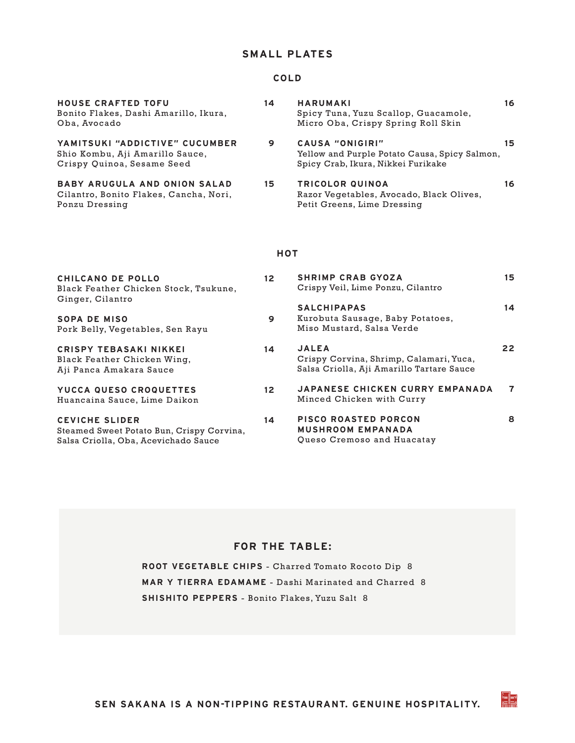# SMALL PLATES

## COLD

**HOUSE CRAFTED TOFU** 14
Bonito Flakes, Dashi Amarillo, Ikura, Oba, Avocado

**YAMITSUKI "ADDICTIVE" CUCUMBER** 9
Shio Kombu, Aji Amarillo Sauce, Crispy Quinoa, Sesame Seed

**BABY ARUGULA AND ONION SALAD** 15
Cilantro, Bonito Flakes, Cancha, Nori, Ponzu Dressing

**HARUMAKI** 16
Spicy Tuna, Yuzu Scallop, Guacamole, Micro Oba, Crispy Spring Roll Skin

**CAUSA "ONIGIRI"** 15
Yellow and Purple Potato Causa, Spicy Salmon, Spicy Crab, Ikura, Nikkei Furikake

**TRICOLOR QUINOA** 16
Razor Vegetables, Avocado, Black Olives, Petit Greens, Lime Dressing

## HOT

**CHILCANO DE POLLO** 12
Black Feather Chicken Stock, Tsukune, Ginger, Cilantro

**SOPA DE MISO** 9
Pork Belly, Vegetables, Sen Rayu

**CRISPY TEBASAKI NIKKEI** 14
Black Feather Chicken Wing, Aji Panca Amakara Sauce

**YUCCA QUESO CROQUETTES** 12
Huancaina Sauce, Lime Daikon

**CEVICHE SLIDER** 14
Steamed Sweet Potato Bun, Crispy Corvina, Salsa Criolla, Oba, Acevichado Sauce

**SHRIMP CRAB GYOZA** 15
Crispy Veil, Lime Ponzu, Cilantro

**SALCHIPAPAS** 14
Kurobuta Sausage, Baby Potatoes, Miso Mustard, Salsa Verde

**JALEA** 22
Crispy Corvina, Shrimp, Calamari, Yuca, Salsa Criolla, Aji Amarillo Tartare Sauce

**JAPANESE CHICKEN CURRY EMPANADA** 7
Minced Chicken with Curry

**PISCO ROASTED PORCON MUSHROOM EMPANADA** 8
Queso Cremoso and Huacatay

## FOR THE TABLE:

**ROOT VEGETABLE CHIPS** - Charred Tomato Rocoto Dip 8

**MAR Y TIERRA EDAMAME** - Dashi Marinated and Charred 8

**SHISHITO PEPPERS** - Bonito Flakes, Yuzu Salt 8

**SEN SAKANA IS A NON-TIPPING RESTAURANT. GENUINE HOSPITALITY.**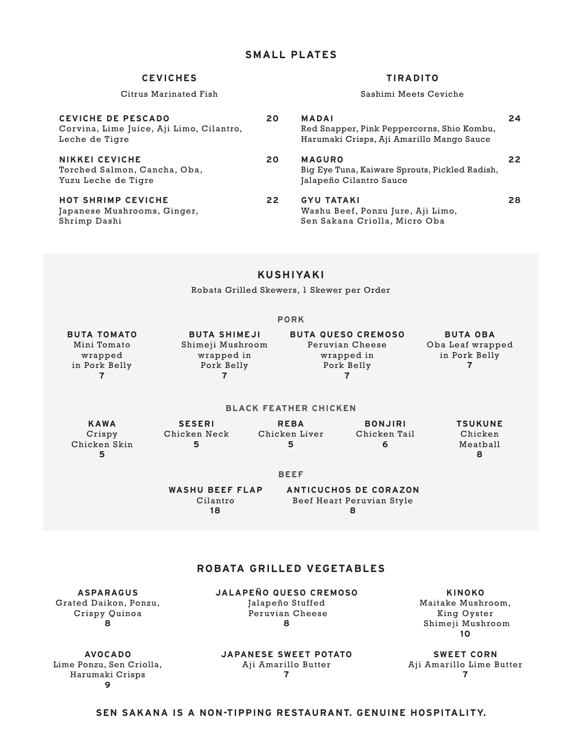# SMALL PLATES

## CEVICHES

Citrus Marinated Fish

**CEVICHE DE PESCADO** 20
Corvina, Lime Juice, Aji Limo, Cilantro, Leche de Tigre

**NIKKEI CEVICHE** 20
Torched Salmon, Cancha, Oba, Yuzu Leche de Tigre

**HOT SHRIMP CEVICHE** 22
Japanese Mushrooms, Ginger, Shrimp Dashi

## TIRADITO

Sashimi Meets Ceviche

**MADAI** 24
Red Snapper, Pink Peppercorns, Shio Kombu, Harumaki Crisps, Aji Amarillo Mango Sauce

**MAGURO** 22
Big Eye Tuna, Kaiware Sprouts, Pickled Radish, Jalapeño Cilantro Sauce

**GYU TATAKI** 28
Washu Beef, Ponzu Jure, Aji Limo, Sen Sakana Criolla, Micro Oba

# KUSHIYAKI

Robata Grilled Skewers, 1 Skewer per Order

### PORK

**BUTA TOMATO**
Mini Tomato wrapped in Pork Belly
**7**

**BUTA SHIMEJI**
Shimeji Mushroom wrapped in Pork Belly
**7**

**BUTA QUESO CREMOSO**
Peruvian Cheese wrapped in Pork Belly
**7**

**BUTA OBA**
Oba Leaf wrapped in Pork Belly
**7**

### BLACK FEATHER CHICKEN

**KAWA**
Crispy Chicken Skin
**5**

**SESERI**
Chicken Neck
**5**

**REBA**
Chicken Liver
**5**

**BONJIRI**
Chicken Tail
**6**

**TSUKUNE**
Chicken Meatball
**8**

### BEEF

**WASHU BEEF FLAP**
Cilantro
**18**

**ANTICUCHOS DE CORAZON**
Beef Heart Peruvian Style
**8**

# ROBATA GRILLED VEGETABLES

**ASPARAGUS**
Grated Daikon, Ponzu, Crispy Quinoa
**8**

**JALAPEÑO QUESO CREMOSO**
Jalapeño Stuffed Peruvian Cheese
**8**

**KINOKO**
Maitake Mushroom, King Oyster Shimeji Mushroom
**10**

**AVOCADO**
Lime Ponzu, Sen Criolla, Harumaki Crisps
**9**

**JAPANESE SWEET POTATO**
Aji Amarillo Butter
**7**

**SWEET CORN**
Aji Amarillo Lime Butter
**7**

**SEN SAKANA IS A NON-TIPPING RESTAURANT. GENUINE HOSPITALITY.**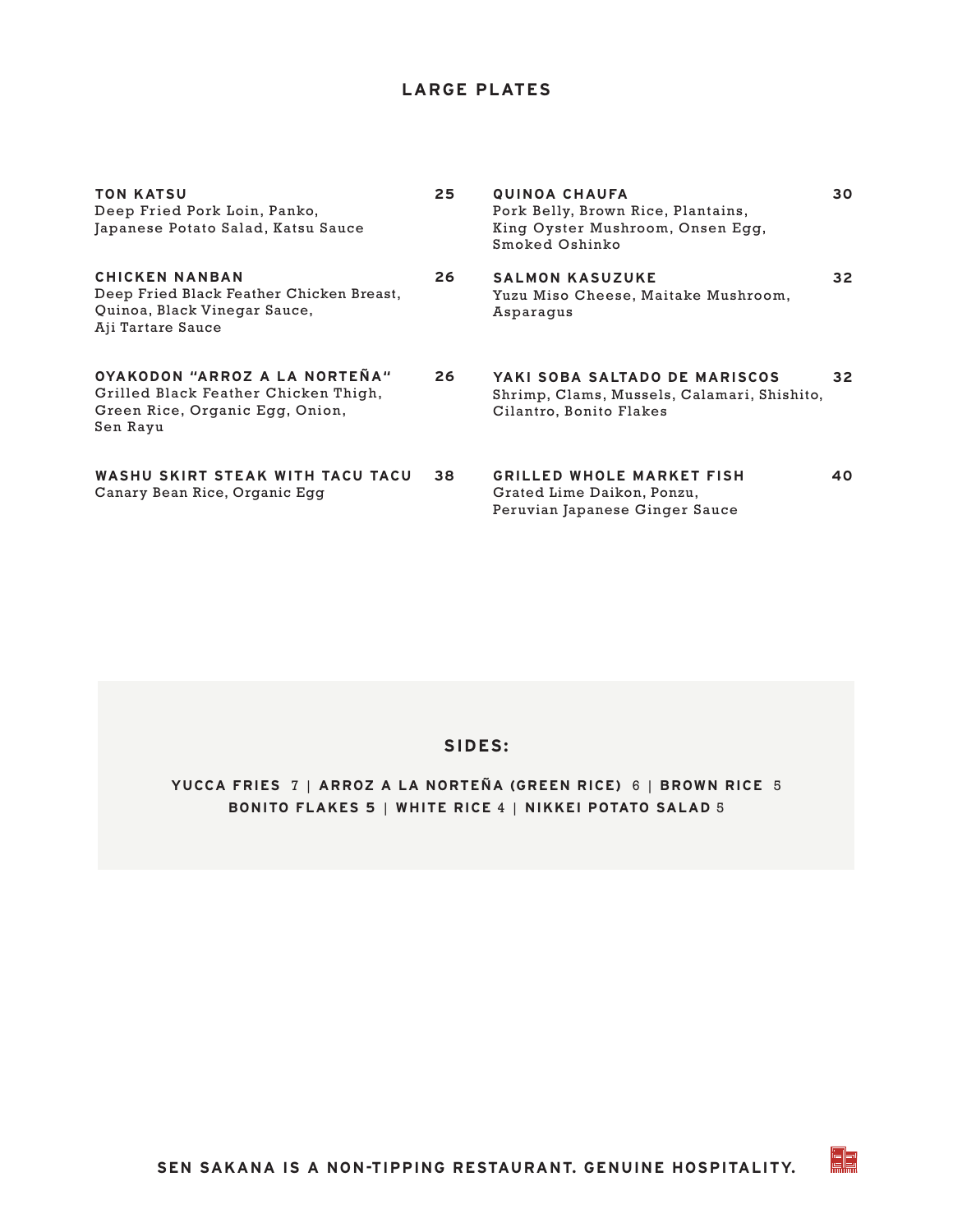## LARGE PLATES

**TON KATSU** 25
Deep Fried Pork Loin, Panko,
Japanese Potato Salad, Katsu Sauce

**CHICKEN NANBAN** 26
Deep Fried Black Feather Chicken Breast,
Quinoa, Black Vinegar Sauce,
Aji Tartare Sauce

**OYAKODON "ARROZ A LA NORTEÑA"** 26
Grilled Black Feather Chicken Thigh,
Green Rice, Organic Egg, Onion,
Sen Rayu

**WASHU SKIRT STEAK WITH TACU TACU** 38
Canary Bean Rice, Organic Egg

**QUINOA CHAUFA** 30
Pork Belly, Brown Rice, Plantains,
King Oyster Mushroom, Onsen Egg,
Smoked Oshinko

**SALMON KASUZUKE** 32
Yuzu Miso Cheese, Maitake Mushroom,
Asparagus

**YAKI SOBA SALTADO DE MARISCOS** 32
Shrimp, Clams, Mussels, Calamari, Shishito,
Cilantro, Bonito Flakes

**GRILLED WHOLE MARKET FISH** 40
Grated Lime Daikon, Ponzu,
Peruvian Japanese Ginger Sauce

### SIDES:

**YUCCA FRIES** 7 | **ARROZ A LA NORTEÑA (GREEN RICE)** 6 | **BROWN RICE** 5
**BONITO FLAKES 5** | **WHITE RICE** 4 | **NIKKEI POTATO SALAD** 5

**SEN SAKANA IS A NON-TIPPING RESTAURANT. GENUINE HOSPITALITY.**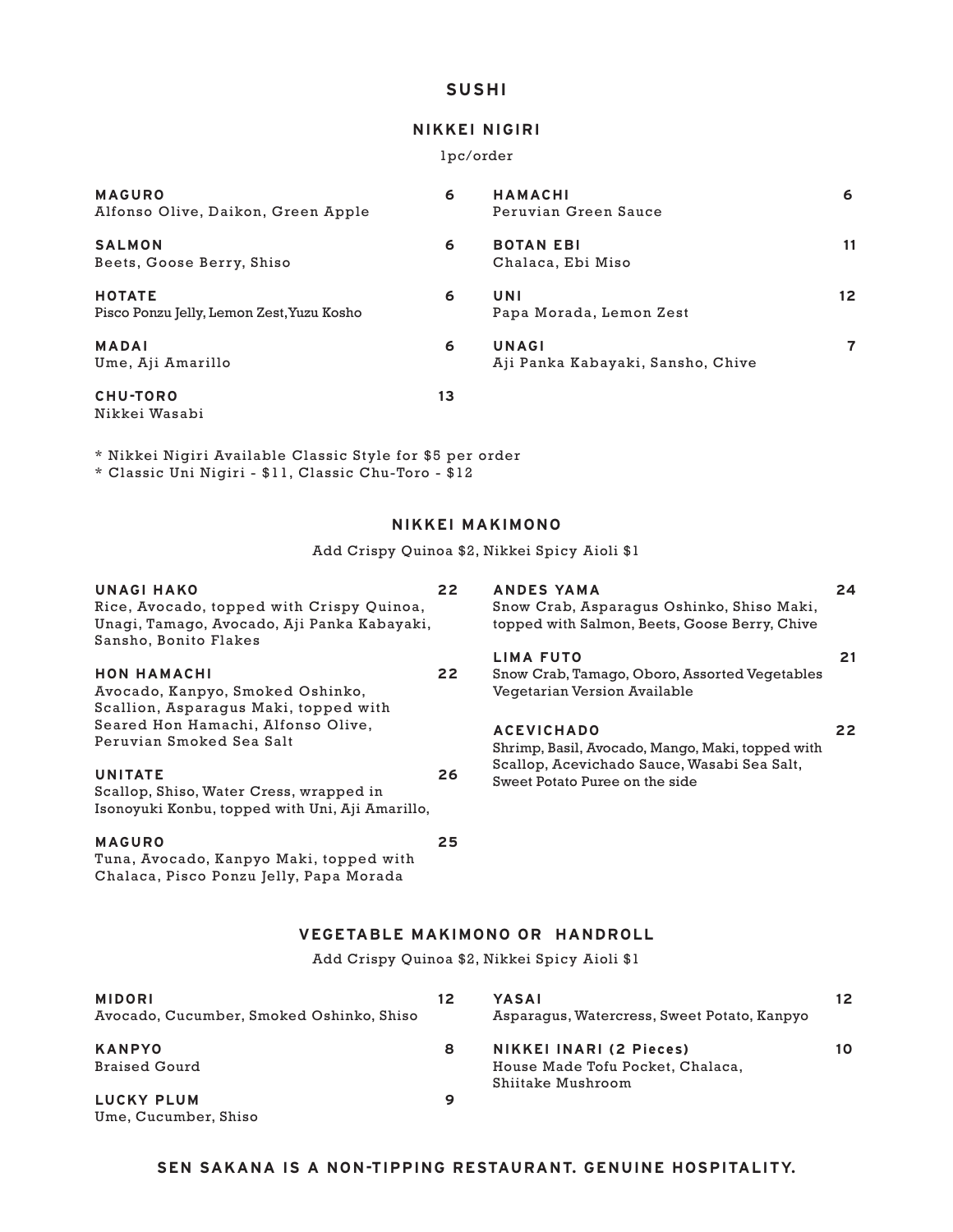# SUSHI

## NIKKEI NIGIRI

1pc/order

**MAGURO** 6
Alfonso Olive, Daikon, Green Apple

**SALMON** 6
Beets, Goose Berry, Shiso

**HOTATE** 6
Pisco Ponzu Jelly, Lemon Zest, Yuzu Kosho

**MADAI** 6
Ume, Aji Amarillo

**CHU-TORO** 13
Nikkei Wasabi

**HAMACHI** 6
Peruvian Green Sauce

**BOTAN EBI** 11
Chalaca, Ebi Miso

**UNI** 12
Papa Morada, Lemon Zest

**UNAGI** 7
Aji Panka Kabayaki, Sansho, Chive

* Nikkei Nigiri Available Classic Style for $5 per order
* Classic Uni Nigiri - $11, Classic Chu-Toro - $12

## NIKKEI MAKIMONO

Add Crispy Quinoa $2, Nikkei Spicy Aioli $1

**UNAGI HAKO** 22
Rice, Avocado, topped with Crispy Quinoa, Unagi, Tamago, Avocado, Aji Panka Kabayaki, Sansho, Bonito Flakes

**HON HAMACHI** 22
Avocado, Kanpyo, Smoked Oshinko, Scallion, Asparagus Maki, topped with Seared Hon Hamachi, Alfonso Olive, Peruvian Smoked Sea Salt

**UNITATE** 26
Scallop, Shiso, Water Cress, wrapped in Isonoyuki Konbu, topped with Uni, Aji Amarillo,

**MAGURO** 25
Tuna, Avocado, Kanpyo Maki, topped with Chalaca, Pisco Ponzu Jelly, Papa Morada

**ANDES YAMA** 24
Snow Crab, Asparagus Oshinko, Shiso Maki, topped with Salmon, Beets, Goose Berry, Chive

**LIMA FUTO** 21
Snow Crab, Tamago, Oboro, Assorted Vegetables
Vegetarian Version Available

**ACEVICHADO** 22
Shrimp, Basil, Avocado, Mango, Maki, topped with Scallop, Acevichado Sauce, Wasabi Sea Salt, Sweet Potato Puree on the side

## VEGETABLE MAKIMONO OR HANDROLL

Add Crispy Quinoa $2, Nikkei Spicy Aioli $1

**MIDORI** 12
Avocado, Cucumber, Smoked Oshinko, Shiso

**KANPYO** 8
Braised Gourd

**LUCKY PLUM** 9
Ume, Cucumber, Shiso

**YASAI** 12
Asparagus, Watercress, Sweet Potato, Kanpyo

**NIKKEI INARI (2 Pieces)** 10
House Made Tofu Pocket, Chalaca, Shiitake Mushroom

**SEN SAKANA IS A NON-TIPPING RESTAURANT. GENUINE HOSPITALITY.**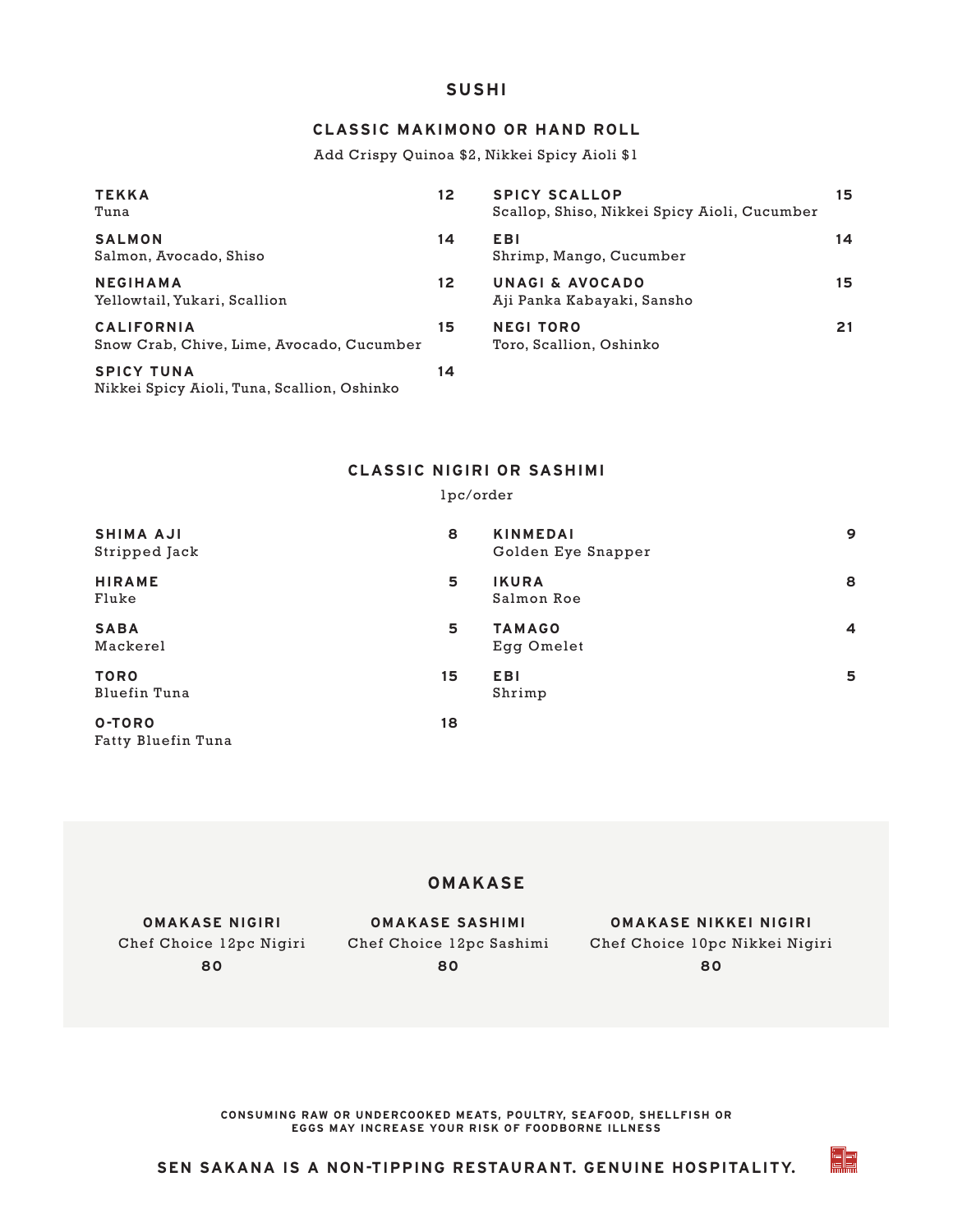# SUSHI

## CLASSIC MAKIMONO OR HAND ROLL

Add Crispy Quinoa $2, Nikkei Spicy Aioli $1

**TEKKA** 12
Tuna

**SALMON** 14
Salmon, Avocado, Shiso

**NEGIHAMA** 12
Yellowtail, Yukari, Scallion

**CALIFORNIA** 15
Snow Crab, Chive, Lime, Avocado, Cucumber

**SPICY TUNA** 14
Nikkei Spicy Aioli, Tuna, Scallion, Oshinko

**SPICY SCALLOP** 15
Scallop, Shiso, Nikkei Spicy Aioli, Cucumber

**EBI** 14
Shrimp, Mango, Cucumber

**UNAGI & AVOCADO** 15
Aji Panka Kabayaki, Sansho

**NEGI TORO** 21
Toro, Scallion, Oshinko

## CLASSIC NIGIRI OR SASHIMI

1pc/order

**SHIMA AJI** 8
Stripped Jack

**HIRAME** 5
Fluke

**SABA** 5
Mackerel

**TORO** 15
Bluefin Tuna

**O-TORO** 18
Fatty Bluefin Tuna

**KINMEDAI** 9
Golden Eye Snapper

**IKURA** 8
Salmon Roe

**TAMAGO** 4
Egg Omelet

**EBI** 5
Shrimp

## OMAKASE

**OMAKASE NIGIRI**
Chef Choice 12pc Nigiri
**80**

**OMAKASE SASHIMI**
Chef Choice 12pc Sashimi
**80**

**OMAKASE NIKKEI NIGIRI**
Chef Choice 10pc Nikkei Nigiri
**80**

CONSUMING RAW OR UNDERCOOKED MEATS, POULTRY, SEAFOOD, SHELLFISH OR EGGS MAY INCREASE YOUR RISK OF FOODBORNE ILLNESS

**SEN SAKANA IS A NON-TIPPING RESTAURANT. GENUINE HOSPITALITY.**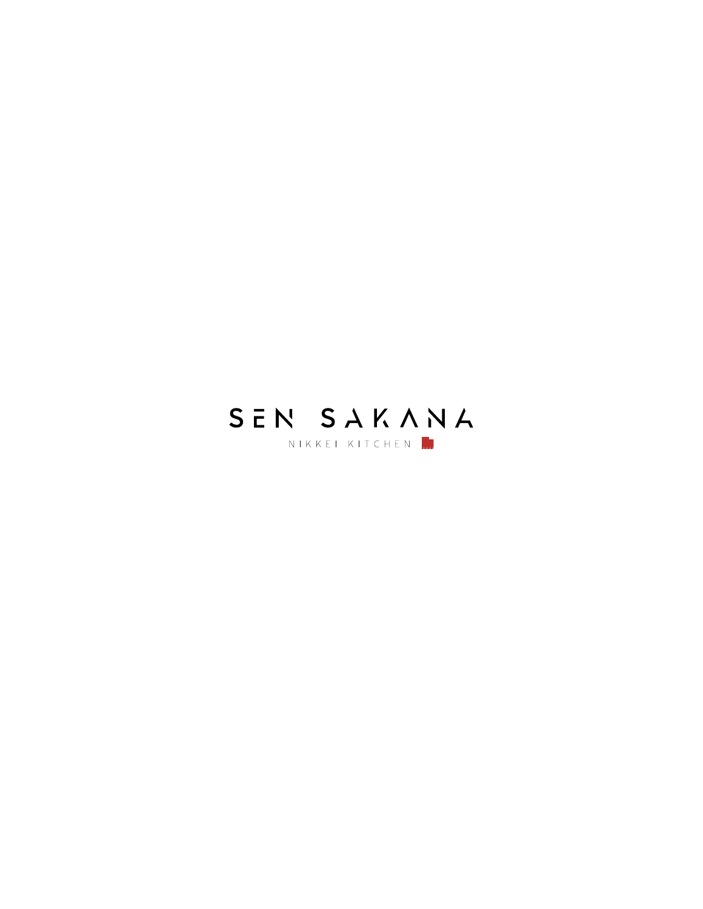SEN SAKANA

NIKKEI KITCHEN